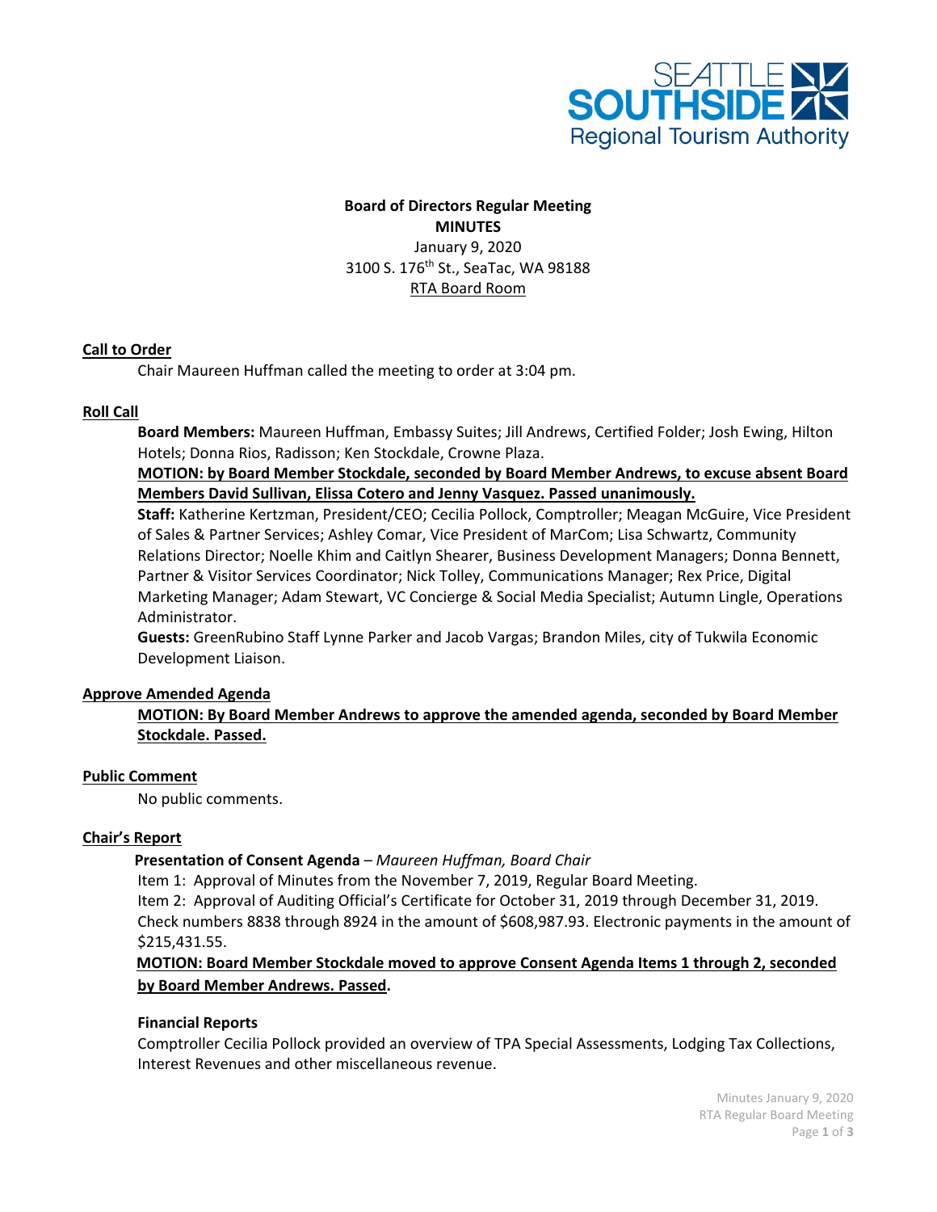SEATTLE SOUTHSIDE Regional Tourism Authority

**Board of Directors Regular Meeting**
**MINUTES**
January 9, 2020
3100 S. 176th St., SeaTac, WA 98188
RTA Board Room

## Call to Order

Chair Maureen Huffman called the meeting to order at 3:04 pm.

## Roll Call

**Board Members:** Maureen Huffman, Embassy Suites; Jill Andrews, Certified Folder; Josh Ewing, Hilton Hotels; Donna Rios, Radisson; Ken Stockdale, Crowne Plaza.

**MOTION: by Board Member Stockdale, seconded by Board Member Andrews, to excuse absent Board Members David Sullivan, Elissa Cotero and Jenny Vasquez. Passed unanimously.**

**Staff:** Katherine Kertzman, President/CEO; Cecilia Pollock, Comptroller; Meagan McGuire, Vice President of Sales & Partner Services; Ashley Comar, Vice President of MarCom; Lisa Schwartz, Community Relations Director; Noelle Khim and Caitlyn Shearer, Business Development Managers; Donna Bennett, Partner & Visitor Services Coordinator; Nick Tolley, Communications Manager; Rex Price, Digital Marketing Manager; Adam Stewart, VC Concierge & Social Media Specialist; Autumn Lingle, Operations Administrator.

**Guests:** GreenRubino Staff Lynne Parker and Jacob Vargas; Brandon Miles, city of Tukwila Economic Development Liaison.

## Approve Amended Agenda

**MOTION: By Board Member Andrews to approve the amended agenda, seconded by Board Member Stockdale. Passed.**

## Public Comment

No public comments.

## Chair's Report

**Presentation of Consent Agenda** – *Maureen Huffman, Board Chair*

Item 1: Approval of Minutes from the November 7, 2019, Regular Board Meeting.

Item 2: Approval of Auditing Official's Certificate for October 31, 2019 through December 31, 2019. Check numbers 8838 through 8924 in the amount of $608,987.93. Electronic payments in the amount of $215,431.55.

**MOTION: Board Member Stockdale moved to approve Consent Agenda Items 1 through 2, seconded by Board Member Andrews. Passed.**

### Financial Reports

Comptroller Cecilia Pollock provided an overview of TPA Special Assessments, Lodging Tax Collections, Interest Revenues and other miscellaneous revenue.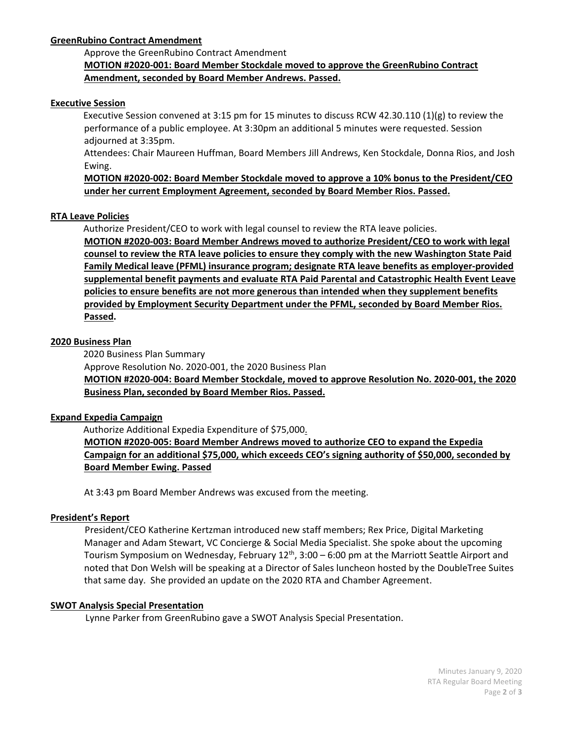**GreenRubino Contract Amendment**

Approve the GreenRubino Contract Amendment

**MOTION #2020-001: Board Member Stockdale moved to approve the GreenRubino Contract Amendment, seconded by Board Member Andrews. Passed.**

**Executive Session**

Executive Session convened at 3:15 pm for 15 minutes to discuss RCW 42.30.110 (1)(g) to review the performance of a public employee. At 3:30pm an additional 5 minutes were requested. Session adjourned at 3:35pm.

Attendees: Chair Maureen Huffman, Board Members Jill Andrews, Ken Stockdale, Donna Rios, and Josh Ewing.

**MOTION #2020-002: Board Member Stockdale moved to approve a 10% bonus to the President/CEO under her current Employment Agreement, seconded by Board Member Rios. Passed.**

**RTA Leave Policies**

Authorize President/CEO to work with legal counsel to review the RTA leave policies.

**MOTION #2020-003: Board Member Andrews moved to authorize President/CEO to work with legal counsel to review the RTA leave policies to ensure they comply with the new Washington State Paid Family Medical leave (PFML) insurance program; designate RTA leave benefits as employer-provided supplemental benefit payments and evaluate RTA Paid Parental and Catastrophic Health Event Leave policies to ensure benefits are not more generous than intended when they supplement benefits provided by Employment Security Department under the PFML, seconded by Board Member Rios. Passed.**

**2020 Business Plan**

2020 Business Plan Summary

Approve Resolution No. 2020-001, the 2020 Business Plan

**MOTION #2020-004: Board Member Stockdale, moved to approve Resolution No. 2020-001, the 2020 Business Plan, seconded by Board Member Rios. Passed.**

**Expand Expedia Campaign**

Authorize Additional Expedia Expenditure of $75,000.

**MOTION #2020-005: Board Member Andrews moved to authorize CEO to expand the Expedia Campaign for an additional $75,000, which exceeds CEO's signing authority of $50,000, seconded by Board Member Ewing. Passed**

At 3:43 pm Board Member Andrews was excused from the meeting.

**President's Report**

President/CEO Katherine Kertzman introduced new staff members; Rex Price, Digital Marketing Manager and Adam Stewart, VC Concierge & Social Media Specialist. She spoke about the upcoming Tourism Symposium on Wednesday, February 12th, 3:00 – 6:00 pm at the Marriott Seattle Airport and noted that Don Welsh will be speaking at a Director of Sales luncheon hosted by the DoubleTree Suites that same day. She provided an update on the 2020 RTA and Chamber Agreement.

**SWOT Analysis Special Presentation**

Lynne Parker from GreenRubino gave a SWOT Analysis Special Presentation.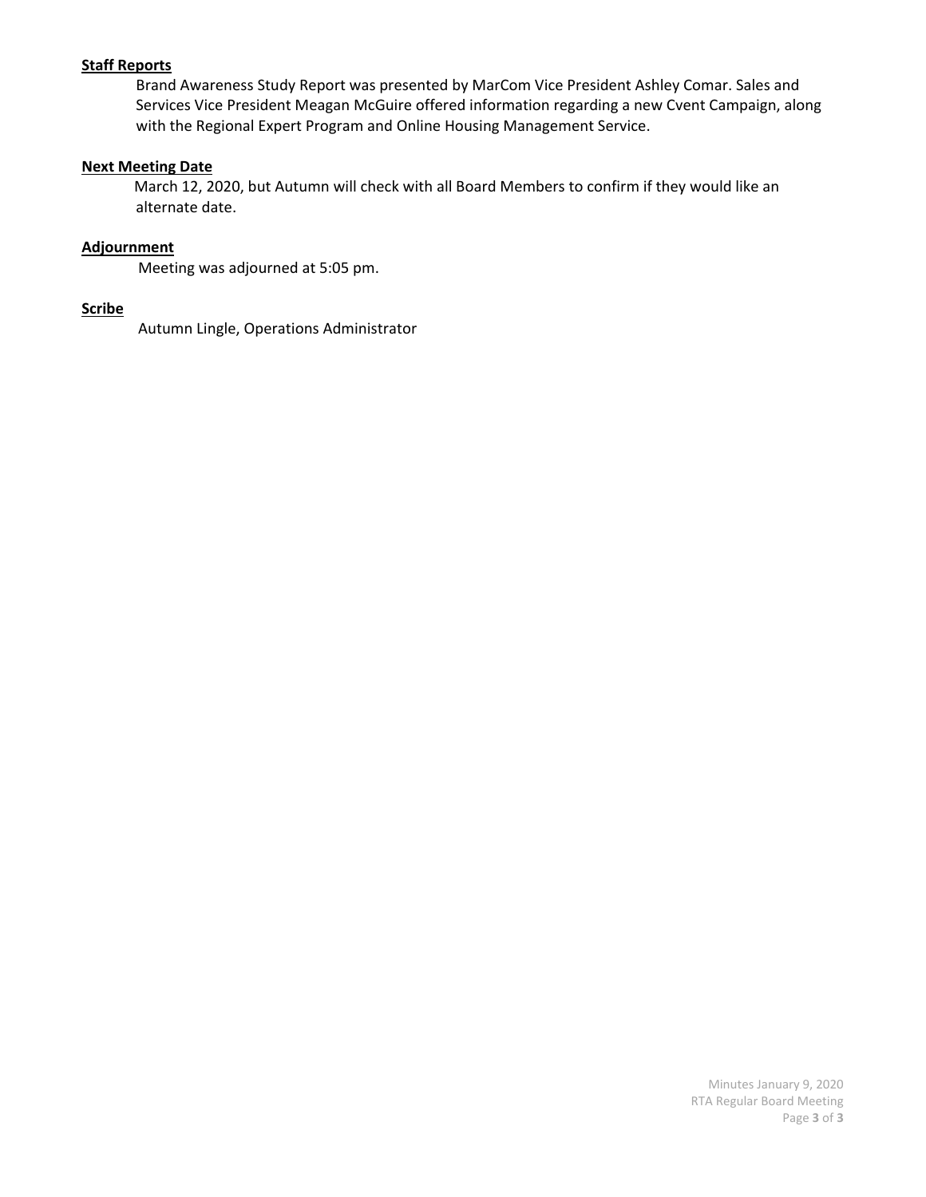**Staff Reports**

Brand Awareness Study Report was presented by MarCom Vice President Ashley Comar. Sales and Services Vice President Meagan McGuire offered information regarding a new Cvent Campaign, along with the Regional Expert Program and Online Housing Management Service.

**Next Meeting Date**

March 12, 2020, but Autumn will check with all Board Members to confirm if they would like an alternate date.

**Adjournment**

Meeting was adjourned at 5:05 pm.

**Scribe**

Autumn Lingle, Operations Administrator